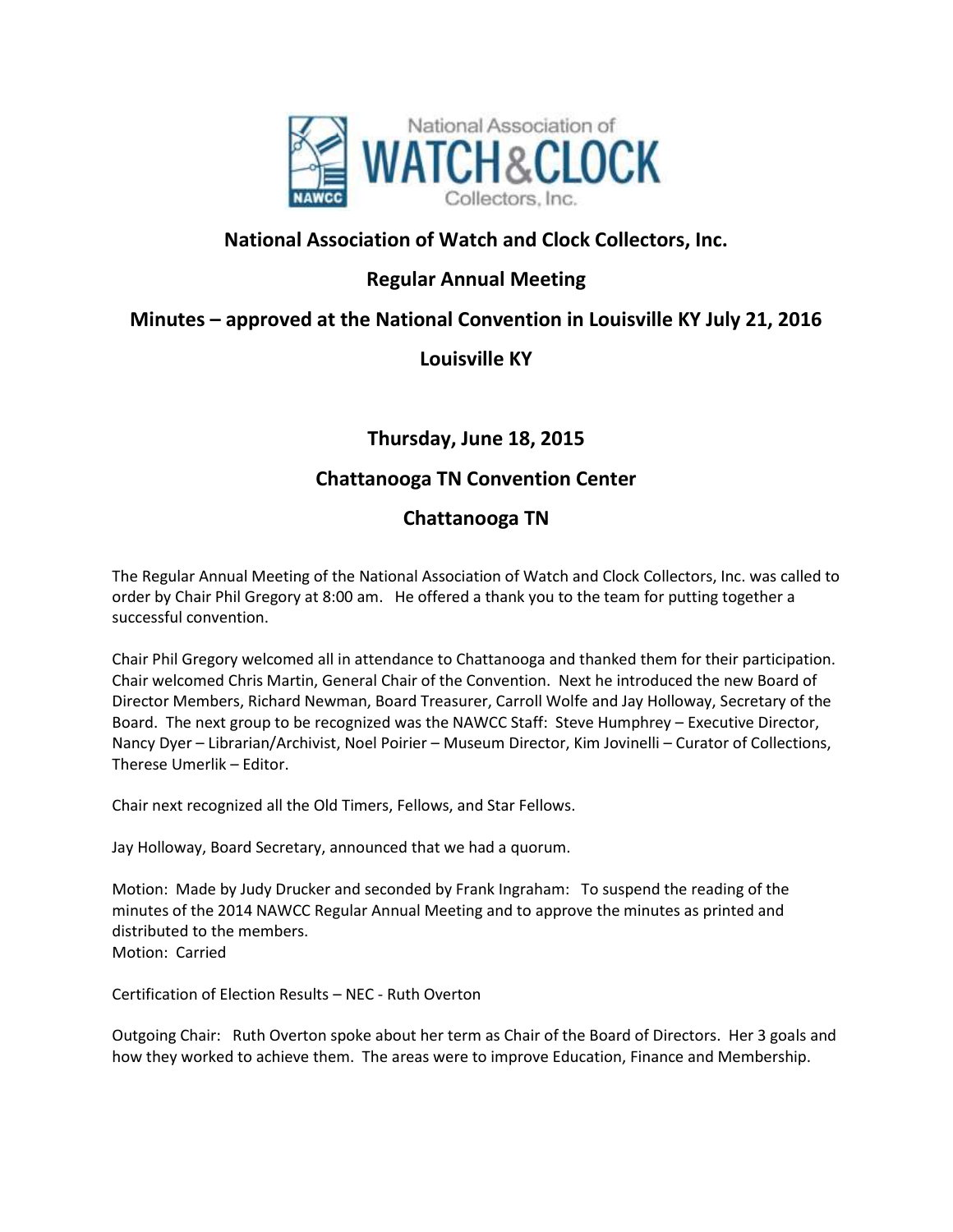# National Association of Watch and Clock Collectors, Inc.

## Regular Annual Meeting

## Minutes – approved at the National Convention in Louisville KY July 21, 2016

## Louisville KY

## Thursday, June 18, 2015

## Chattanooga TN Convention Center

## Chattanooga TN

The Regular Annual Meeting of the National Association of Watch and Clock Collectors, Inc. was called to order by Chair Phil Gregory at 8:00 am. He offered a thank you to the team for putting together a successful convention.

Chair Phil Gregory welcomed all in attendance to Chattanooga and thanked them for their participation. Chair welcomed Chris Martin, General Chair of the Convention. Next he introduced the new Board of Director Members, Richard Newman, Board Treasurer, Carroll Wolfe and Jay Holloway, Secretary of the Board. The next group to be recognized was the NAWCC Staff: Steve Humphrey – Executive Director, Nancy Dyer – Librarian/Archivist, Noel Poirier – Museum Director, Kim Jovinelli – Curator of Collections, Therese Umerlik – Editor.

Chair next recognized all the Old Timers, Fellows, and Star Fellows.

Jay Holloway, Board Secretary, announced that we had a quorum.

Motion: Made by Judy Drucker and seconded by Frank Ingraham: To suspend the reading of the minutes of the 2014 NAWCC Regular Annual Meeting and to approve the minutes as printed and distributed to the members.
Motion: Carried

Certification of Election Results – NEC - Ruth Overton

Outgoing Chair: Ruth Overton spoke about her term as Chair of the Board of Directors. Her 3 goals and how they worked to achieve them. The areas were to improve Education, Finance and Membership.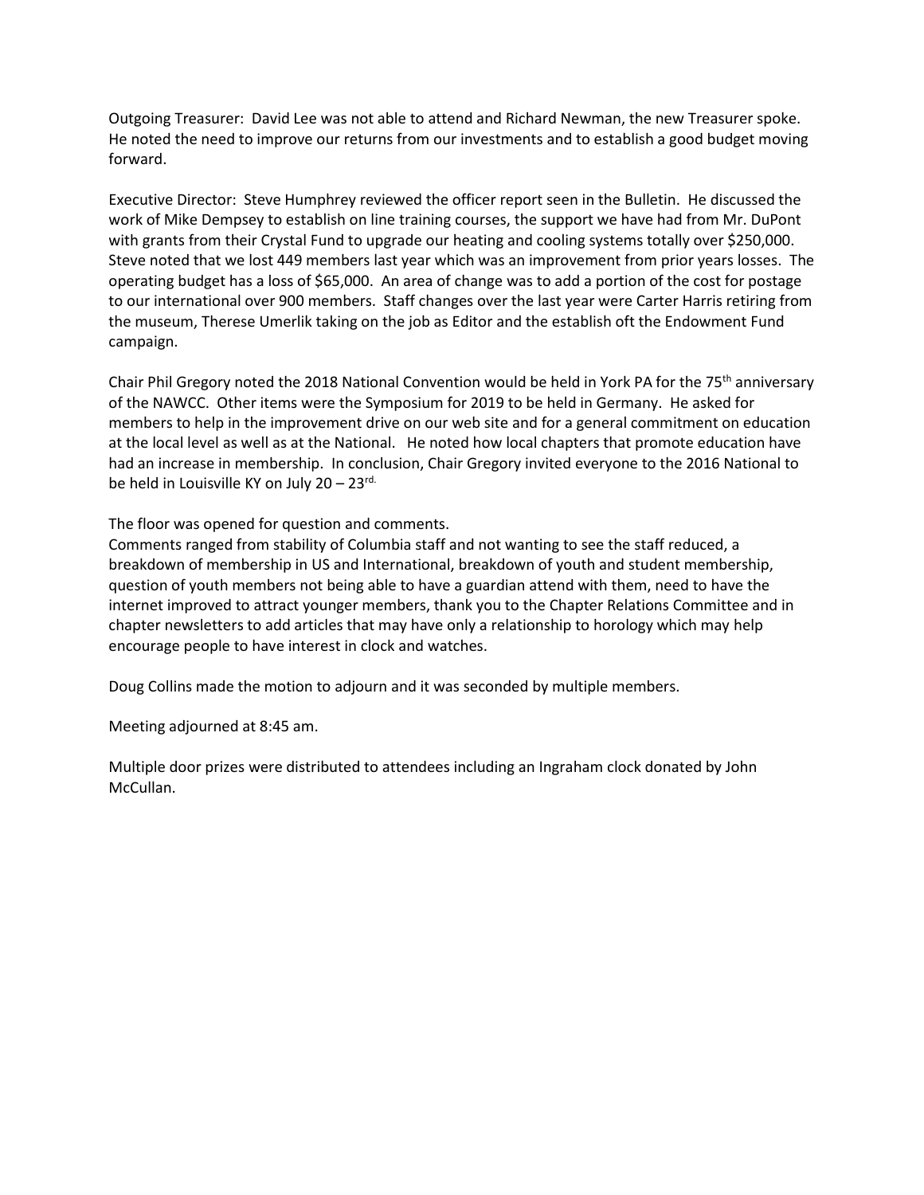Outgoing Treasurer: David Lee was not able to attend and Richard Newman, the new Treasurer spoke. He noted the need to improve our returns from our investments and to establish a good budget moving forward.

Executive Director: Steve Humphrey reviewed the officer report seen in the Bulletin. He discussed the work of Mike Dempsey to establish on line training courses, the support we have had from Mr. DuPont with grants from their Crystal Fund to upgrade our heating and cooling systems totally over $250,000. Steve noted that we lost 449 members last year which was an improvement from prior years losses. The operating budget has a loss of $65,000. An area of change was to add a portion of the cost for postage to our international over 900 members. Staff changes over the last year were Carter Harris retiring from the museum, Therese Umerlik taking on the job as Editor and the establish oft the Endowment Fund campaign.

Chair Phil Gregory noted the 2018 National Convention would be held in York PA for the 75th anniversary of the NAWCC. Other items were the Symposium for 2019 to be held in Germany. He asked for members to help in the improvement drive on our web site and for a general commitment on education at the local level as well as at the National. He noted how local chapters that promote education have had an increase in membership. In conclusion, Chair Gregory invited everyone to the 2016 National to be held in Louisville KY on July 20 – 23rd.

The floor was opened for question and comments.
Comments ranged from stability of Columbia staff and not wanting to see the staff reduced, a breakdown of membership in US and International, breakdown of youth and student membership, question of youth members not being able to have a guardian attend with them, need to have the internet improved to attract younger members, thank you to the Chapter Relations Committee and in chapter newsletters to add articles that may have only a relationship to horology which may help encourage people to have interest in clock and watches.

Doug Collins made the motion to adjourn and it was seconded by multiple members.

Meeting adjourned at 8:45 am.

Multiple door prizes were distributed to attendees including an Ingraham clock donated by John McCullan.